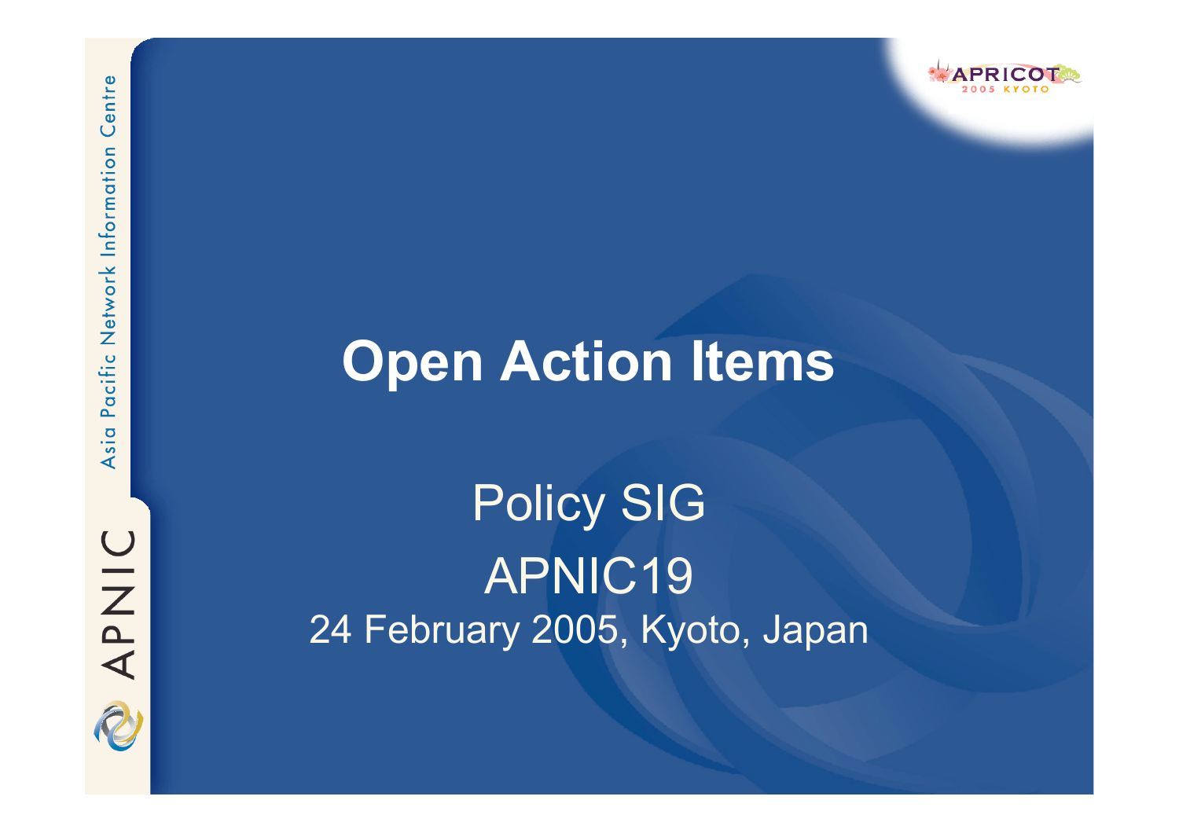# Open Action Items

Policy SIG

APNIC19

24 February 2005, Kyoto, Japan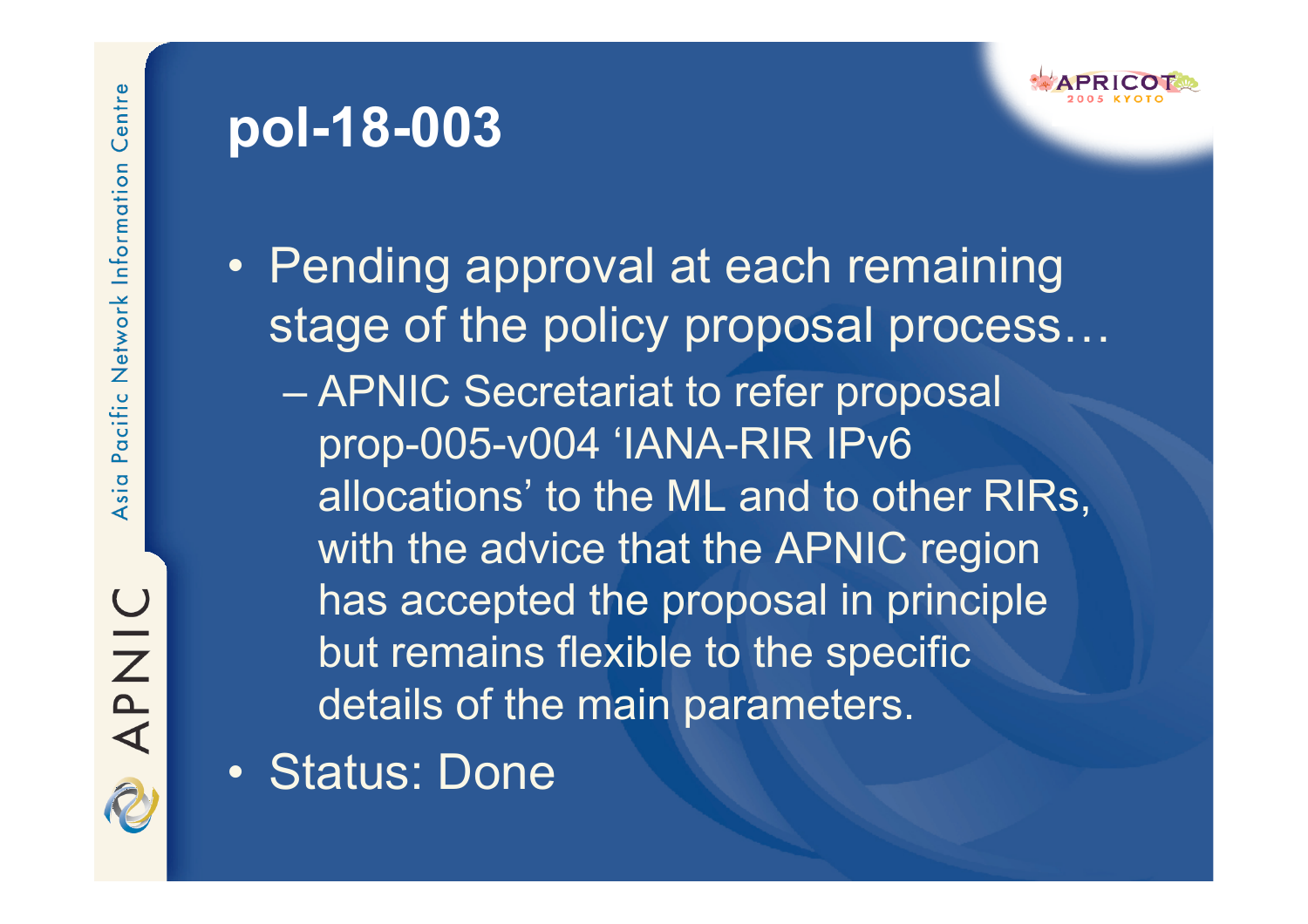# pol-18-003

- Pending approval at each remaining stage of the policy proposal process…
  - APNIC Secretariat to refer proposal prop-005-v004 'IANA-RIR IPv6 allocations' to the ML and to other RIRs, with the advice that the APNIC region has accepted the proposal in principle but remains flexible to the specific details of the main parameters.
- Status: Done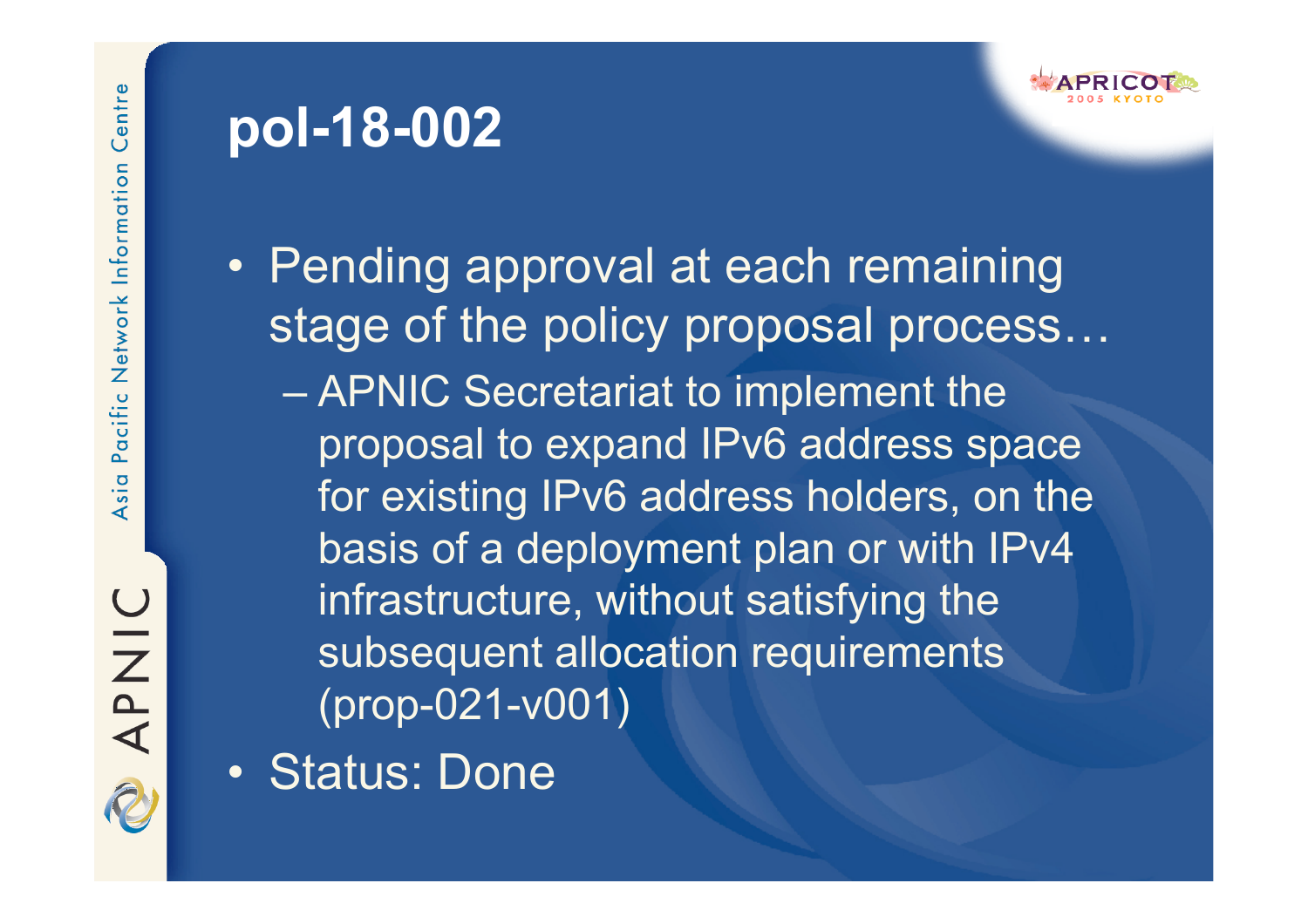# pol-18-002

- Pending approval at each remaining stage of the policy proposal process…
  - APNIC Secretariat to implement the proposal to expand IPv6 address space for existing IPv6 address holders, on the basis of a deployment plan or with IPv4 infrastructure, without satisfying the subsequent allocation requirements (prop-021-v001)
- Status: Done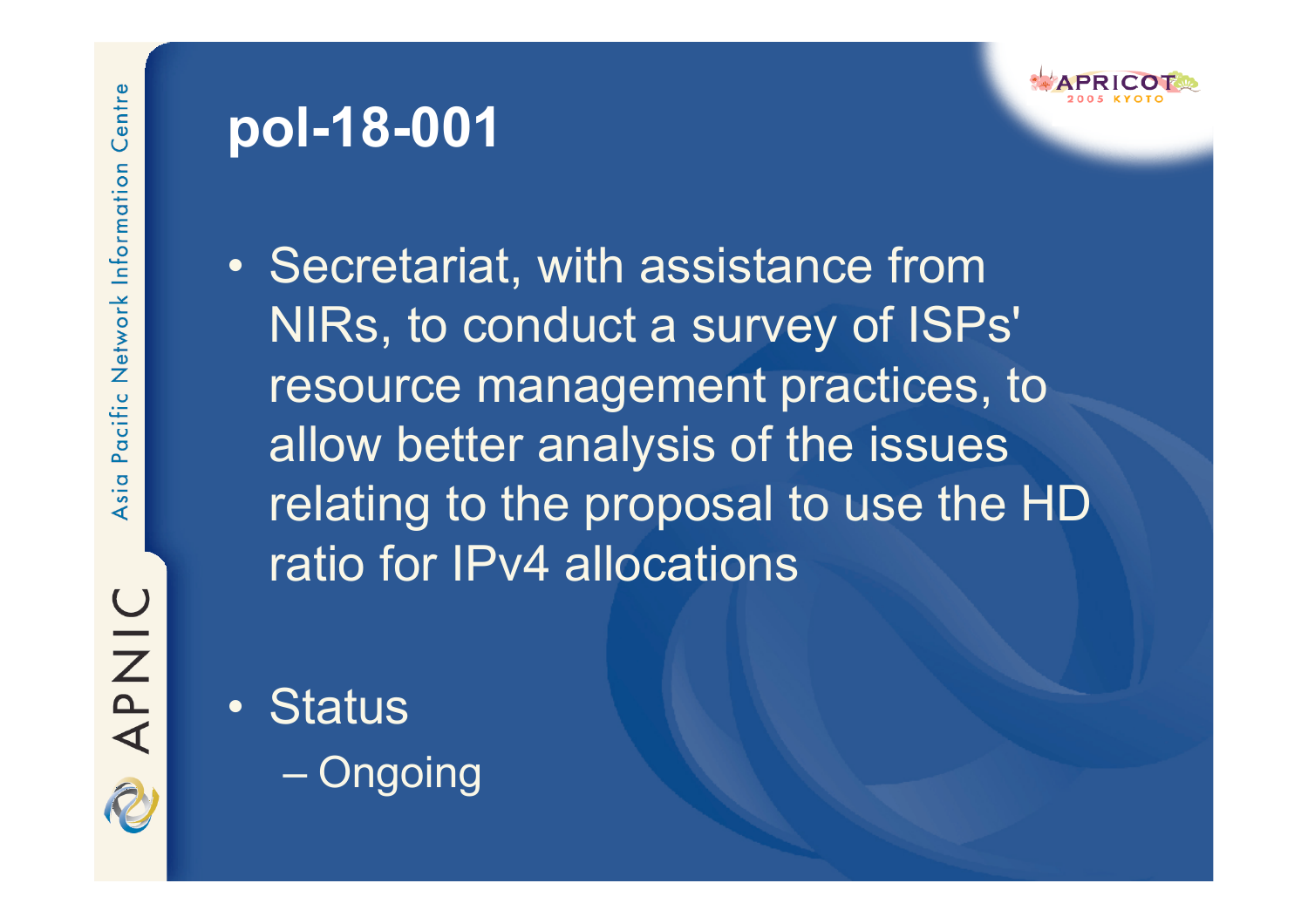# pol-18-001

- Secretariat, with assistance from NIRs, to conduct a survey of ISPs' resource management practices, to allow better analysis of the issues relating to the proposal to use the HD ratio for IPv4 allocations

- Status
  - Ongoing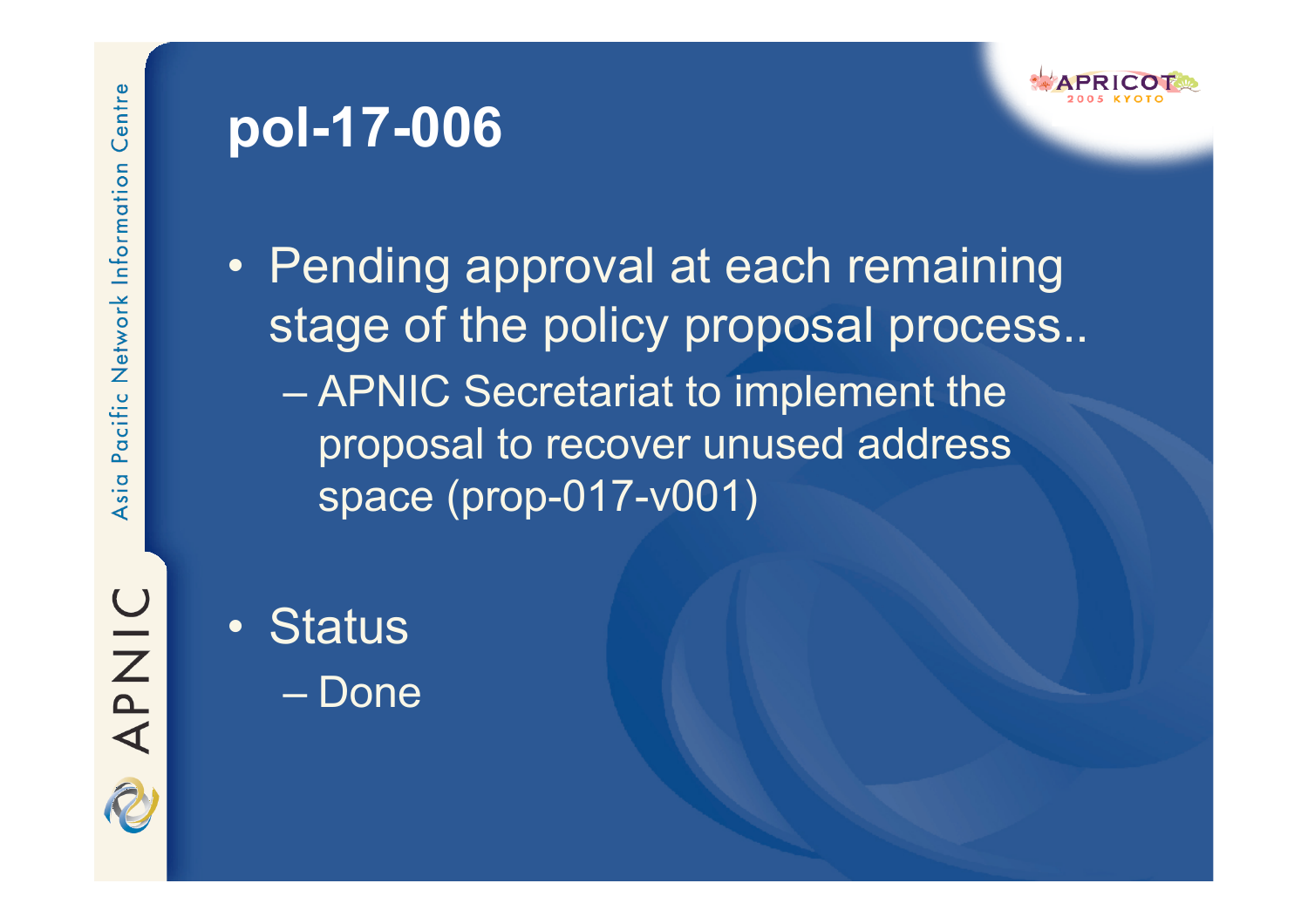# pol-17-006

- Pending approval at each remaining stage of the policy proposal process..
  - APNIC Secretariat to implement the proposal to recover unused address space (prop-017-v001)
- Status
  - Done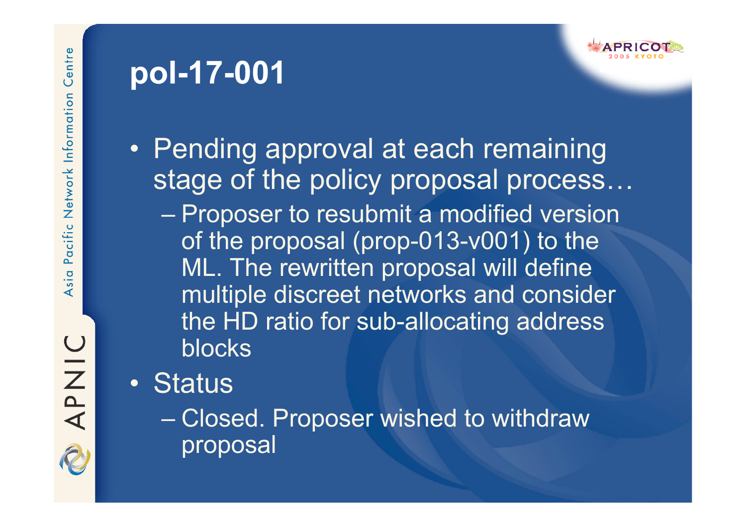# pol-17-001

- Pending approval at each remaining stage of the policy proposal process…
  - Proposer to resubmit a modified version of the proposal (prop-013-v001) to the ML. The rewritten proposal will define multiple discreet networks and consider the HD ratio for sub-allocating address blocks
- Status
  - Closed. Proposer wished to withdraw proposal